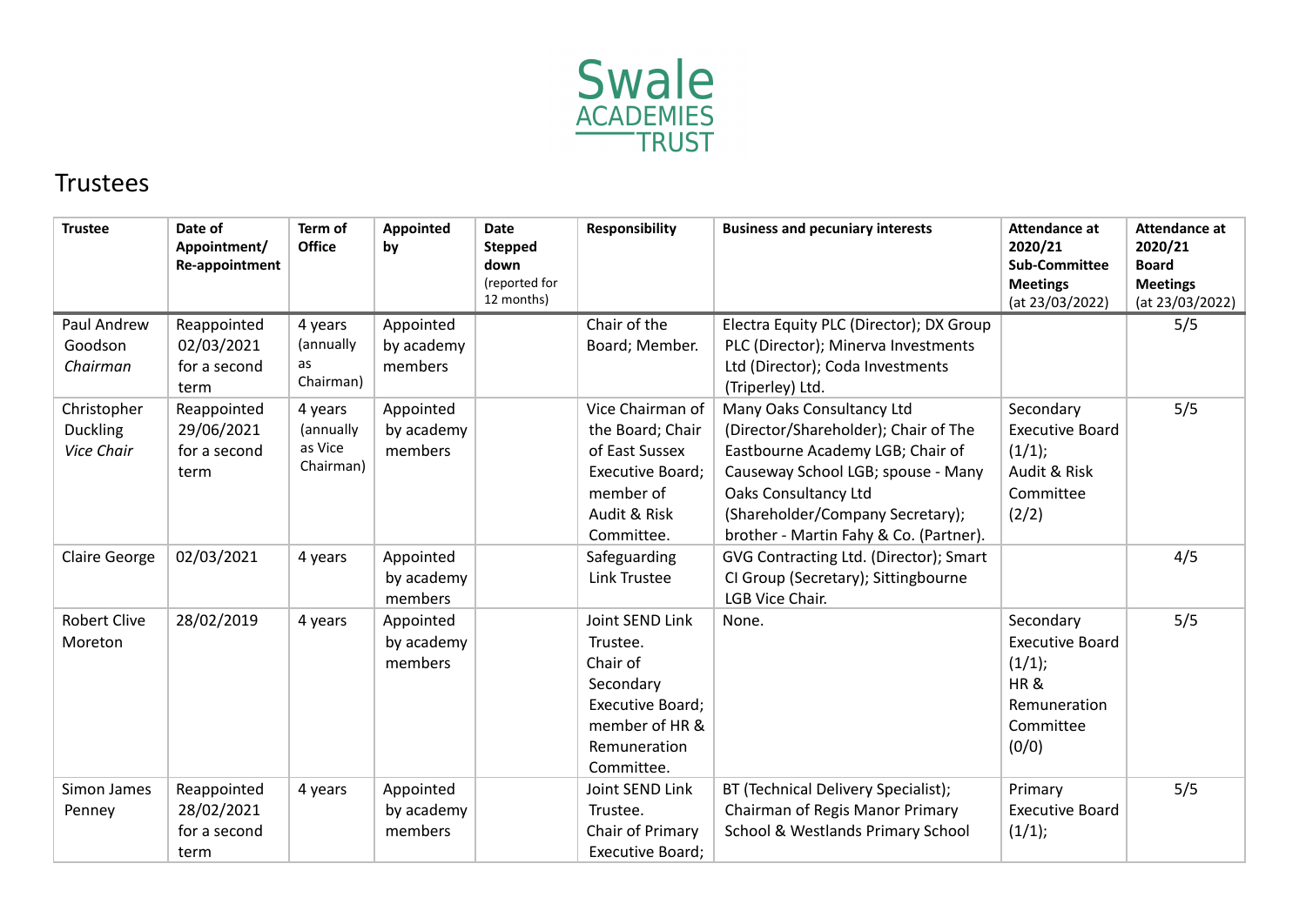Swale ACADEMIES TRUST

## Trustees

| Trustee | Date of Appointment/ Re-appointment | Term of Office | Appointed by | Date Stepped down (reported for 12 months) | Responsibility | Business and pecuniary interests | Attendance at 2020/21 Sub-Committee Meetings (at 23/03/2022) | Attendance at 2020/21 Board Meetings (at 23/03/2022) |
|---|---|---|---|---|---|---|---|---|
| Paul Andrew Goodson *Chairman* | Reappointed 02/03/2021 for a second term | 4 years (annually as Chairman) | Appointed by academy members | | Chair of the Board; Member. | Electra Equity PLC (Director); DX Group PLC (Director); Minerva Investments Ltd (Director); Coda Investments (Triperley) Ltd. | | 5/5 |
| Christopher Duckling *Vice Chair* | Reappointed 29/06/2021 for a second term | 4 years (annually as Vice Chairman) | Appointed by academy members | | Vice Chairman of the Board; Chair of East Sussex Executive Board; member of Audit & Risk Committee. | Many Oaks Consultancy Ltd (Director/Shareholder); Chair of The Eastbourne Academy LGB; Chair of Causeway School LGB; spouse - Many Oaks Consultancy Ltd (Shareholder/Company Secretary); brother - Martin Fahy & Co. (Partner). | Secondary Executive Board (1/1); Audit & Risk Committee (2/2) | 5/5 |
| Claire George | 02/03/2021 | 4 years | Appointed by academy members | | Safeguarding Link Trustee | GVG Contracting Ltd. (Director); Smart CI Group (Secretary); Sittingbourne LGB Vice Chair. | | 4/5 |
| Robert Clive Moreton | 28/02/2019 | 4 years | Appointed by academy members | | Joint SEND Link Trustee. Chair of Secondary Executive Board; member of HR & Remuneration Committee. | None. | Secondary Executive Board (1/1); HR & Remuneration Committee (0/0) | 5/5 |
| Simon James Penney | Reappointed 28/02/2021 for a second term | 4 years | Appointed by academy members | | Joint SEND Link Trustee. Chair of Primary Executive Board; | BT (Technical Delivery Specialist); Chairman of Regis Manor Primary School & Westlands Primary School | Primary Executive Board (1/1); | 5/5 |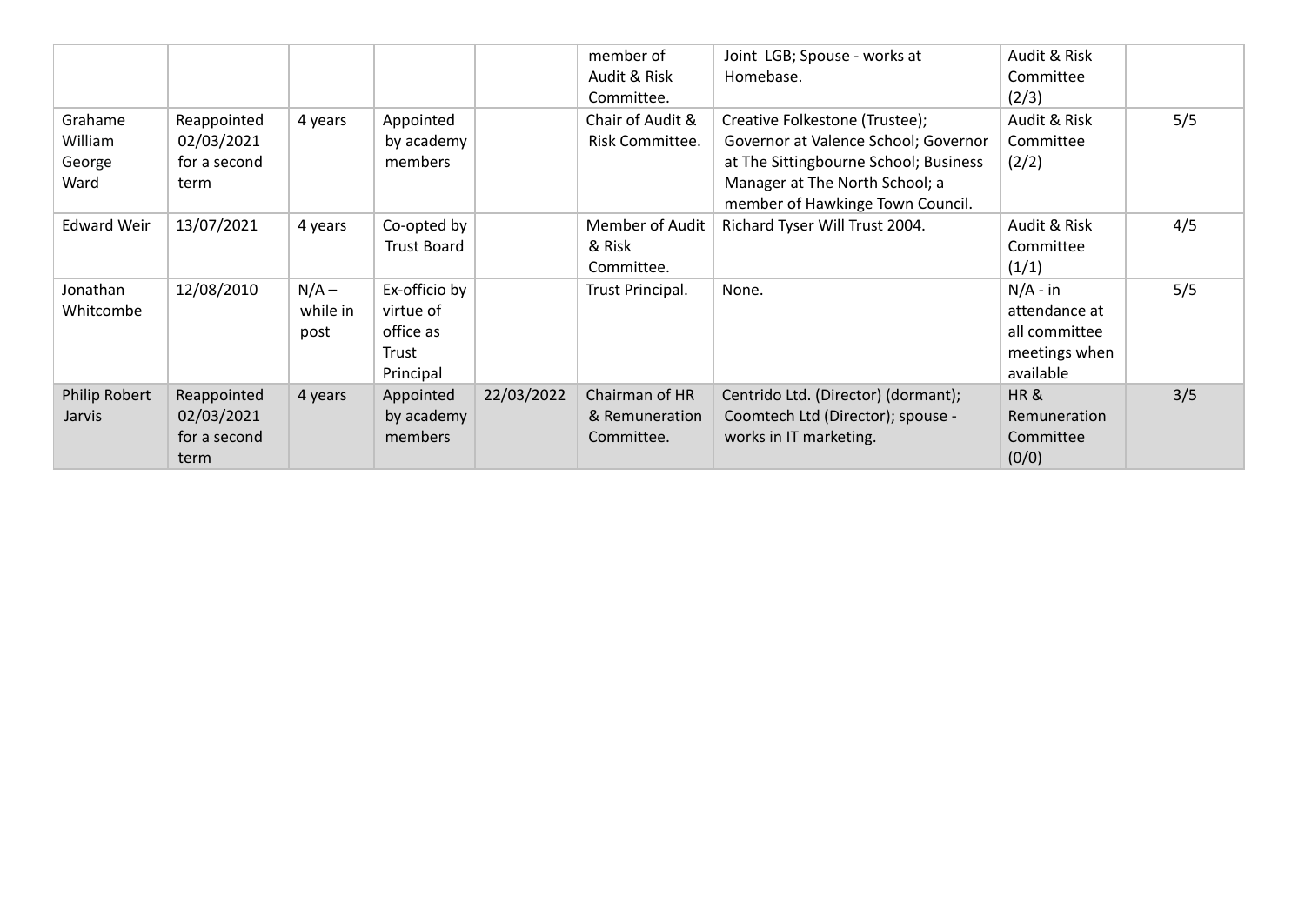| | | | | | | | | |
|---|---|---|---|---|---|---|---|---|
| | | | | | member of Audit & Risk Committee. | Joint LGB; Spouse - works at Homebase. | Audit & Risk Committee (2/3) | |
| Grahame William George Ward | Reappointed 02/03/2021 for a second term | 4 years | Appointed by academy members | | Chair of Audit & Risk Committee. | Creative Folkestone (Trustee); Governor at Valence School; Governor at The Sittingbourne School; Business Manager at The North School; a member of Hawkinge Town Council. | Audit & Risk Committee (2/2) | 5/5 |
| Edward Weir | 13/07/2021 | 4 years | Co-opted by Trust Board | | Member of Audit & Risk Committee. | Richard Tyser Will Trust 2004. | Audit & Risk Committee (1/1) | 4/5 |
| Jonathan Whitcombe | 12/08/2010 | N/A – while in post | Ex-officio by virtue of office as Trust Principal | | Trust Principal. | None. | N/A - in attendance at all committee meetings when available | 5/5 |
| Philip Robert Jarvis | Reappointed 02/03/2021 for a second term | 4 years | Appointed by academy members | 22/03/2022 | Chairman of HR & Remuneration Committee. | Centrido Ltd. (Director) (dormant); Coomtech Ltd (Director); spouse - works in IT marketing. | HR & Remuneration Committee (0/0) | 3/5 |